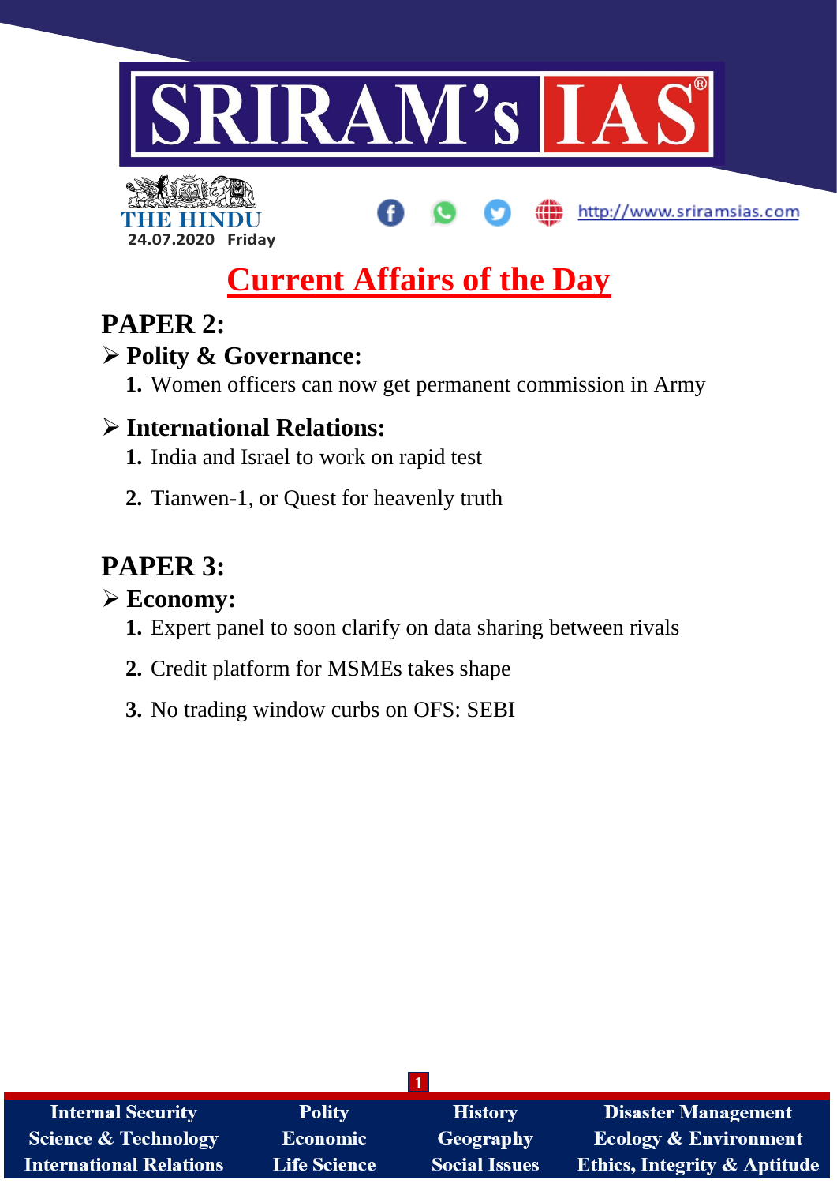SRIRAM's IAS

THE HINDU

24.07.2020 Friday

http://www.sriramsias.com

# Current Affairs of the Day

## PAPER 2:

### ➢ Polity & Governance:

1. Women officers can now get permanent commission in Army

### ➢ International Relations:

1. India and Israel to work on rapid test
2. Tianwen-1, or Quest for heavenly truth

## PAPER 3:

### ➢ Economy:

1. Expert panel to soon clarify on data sharing between rivals
2. Credit platform for MSMEs takes shape
3. No trading window curbs on OFS: SEBI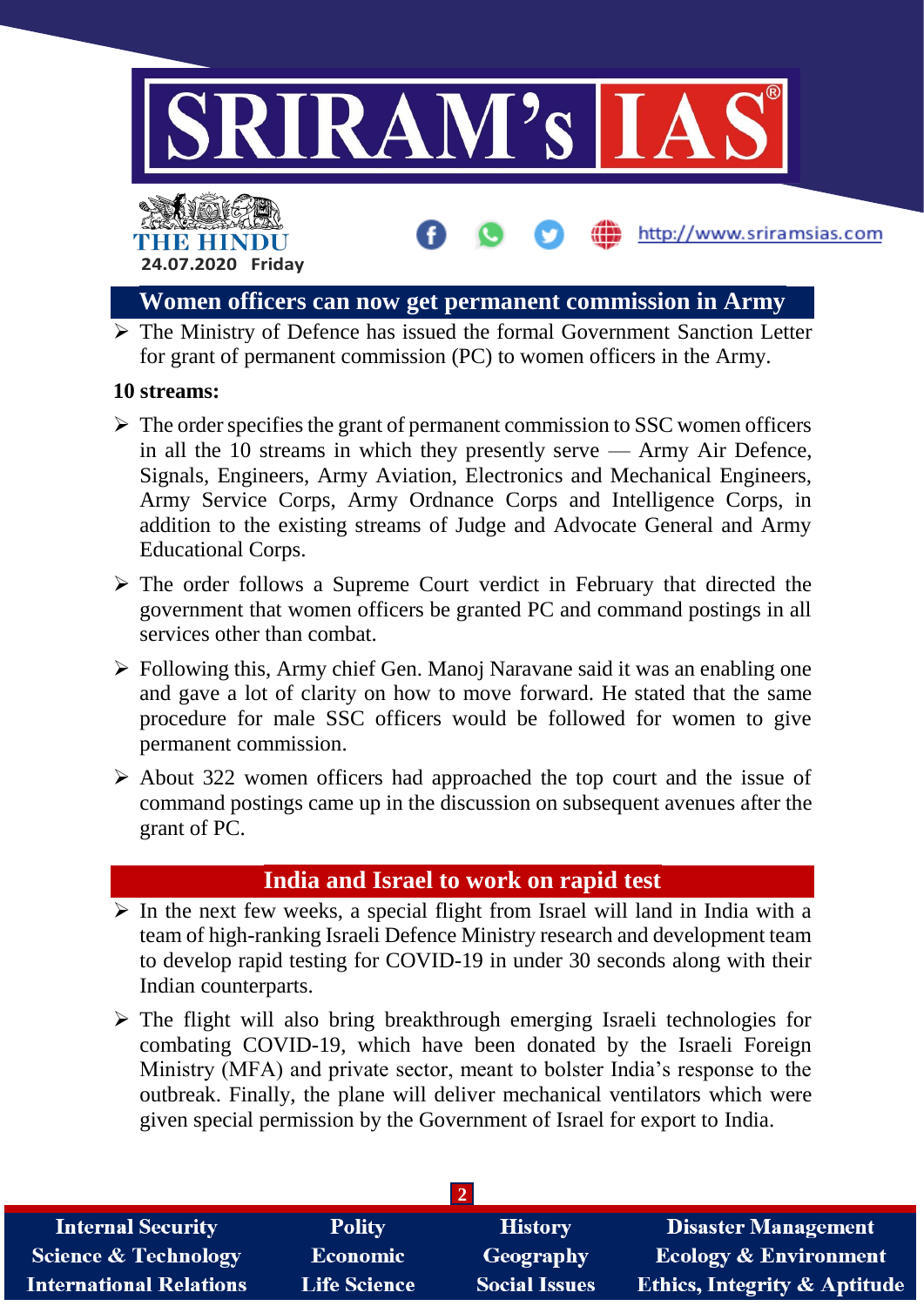## Women officers can now get permanent commission in Army

- The Ministry of Defence has issued the formal Government Sanction Letter for grant of permanent commission (PC) to women officers in the Army.

**10 streams:**

- The order specifies the grant of permanent commission to SSC women officers in all the 10 streams in which they presently serve — Army Air Defence, Signals, Engineers, Army Aviation, Electronics and Mechanical Engineers, Army Service Corps, Army Ordnance Corps and Intelligence Corps, in addition to the existing streams of Judge and Advocate General and Army Educational Corps.
- The order follows a Supreme Court verdict in February that directed the government that women officers be granted PC and command postings in all services other than combat.
- Following this, Army chief Gen. Manoj Naravane said it was an enabling one and gave a lot of clarity on how to move forward. He stated that the same procedure for male SSC officers would be followed for women to give permanent commission.
- About 322 women officers had approached the top court and the issue of command postings came up in the discussion on subsequent avenues after the grant of PC.

## India and Israel to work on rapid test

- In the next few weeks, a special flight from Israel will land in India with a team of high-ranking Israeli Defence Ministry research and development team to develop rapid testing for COVID-19 in under 30 seconds along with their Indian counterparts.
- The flight will also bring breakthrough emerging Israeli technologies for combating COVID-19, which have been donated by the Israeli Foreign Ministry (MFA) and private sector, meant to bolster India's response to the outbreak. Finally, the plane will deliver mechanical ventilators which were given special permission by the Government of Israel for export to India.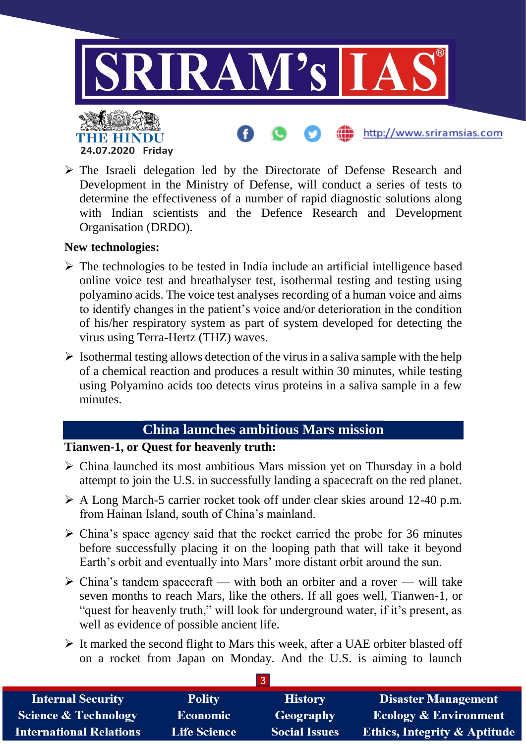- The Israeli delegation led by the Directorate of Defense Research and Development in the Ministry of Defense, will conduct a series of tests to determine the effectiveness of a number of rapid diagnostic solutions along with Indian scientists and the Defence Research and Development Organisation (DRDO).

**New technologies:**

- The technologies to be tested in India include an artificial intelligence based online voice test and breathalyser test, isothermal testing and testing using polyamino acids. The voice test analyses recording of a human voice and aims to identify changes in the patient's voice and/or deterioration in the condition of his/her respiratory system as part of system developed for detecting the virus using Terra-Hertz (THZ) waves.
- Isothermal testing allows detection of the virus in a saliva sample with the help of a chemical reaction and produces a result within 30 minutes, while testing using Polyamino acids too detects virus proteins in a saliva sample in a few minutes.

## China launches ambitious Mars mission

**Tianwen-1, or Quest for heavenly truth:**

- China launched its most ambitious Mars mission yet on Thursday in a bold attempt to join the U.S. in successfully landing a spacecraft on the red planet.
- A Long March-5 carrier rocket took off under clear skies around 12-40 p.m. from Hainan Island, south of China's mainland.
- China's space agency said that the rocket carried the probe for 36 minutes before successfully placing it on the looping path that will take it beyond Earth's orbit and eventually into Mars' more distant orbit around the sun.
- China's tandem spacecraft — with both an orbiter and a rover — will take seven months to reach Mars, like the others. If all goes well, Tianwen-1, or "quest for heavenly truth," will look for underground water, if it's present, as well as evidence of possible ancient life.
- It marked the second flight to Mars this week, after a UAE orbiter blasted off on a rocket from Japan on Monday. And the U.S. is aiming to launch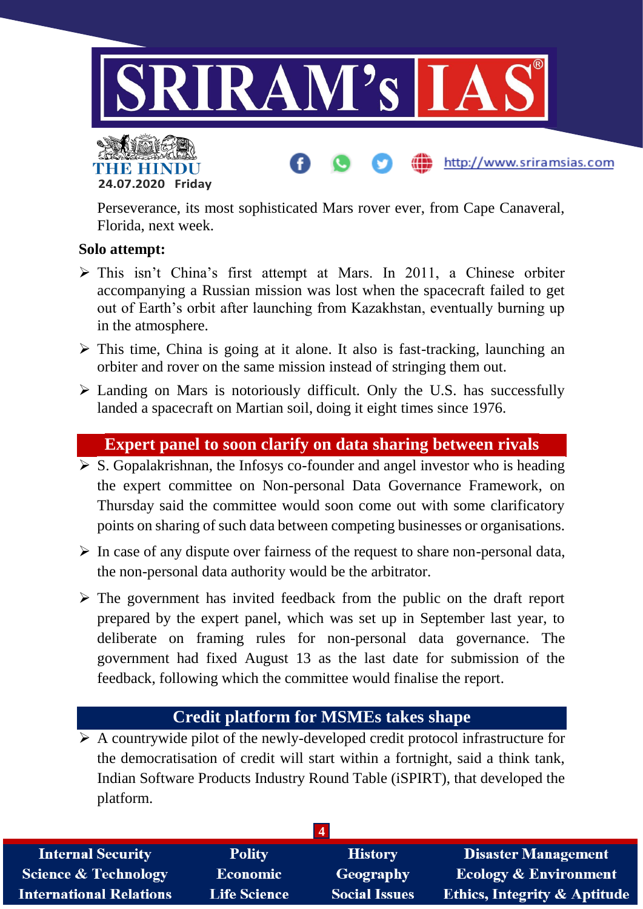Perseverance, its most sophisticated Mars rover ever, from Cape Canaveral, Florida, next week.

**Solo attempt:**

- This isn't China's first attempt at Mars. In 2011, a Chinese orbiter accompanying a Russian mission was lost when the spacecraft failed to get out of Earth's orbit after launching from Kazakhstan, eventually burning up in the atmosphere.
- This time, China is going at it alone. It also is fast-tracking, launching an orbiter and rover on the same mission instead of stringing them out.
- Landing on Mars is notoriously difficult. Only the U.S. has successfully landed a spacecraft on Martian soil, doing it eight times since 1976.

## Expert panel to soon clarify on data sharing between rivals

- S. Gopalakrishnan, the Infosys co-founder and angel investor who is heading the expert committee on Non-personal Data Governance Framework, on Thursday said the committee would soon come out with some clarificatory points on sharing of such data between competing businesses or organisations.
- In case of any dispute over fairness of the request to share non-personal data, the non-personal data authority would be the arbitrator.
- The government has invited feedback from the public on the draft report prepared by the expert panel, which was set up in September last year, to deliberate on framing rules for non-personal data governance. The government had fixed August 13 as the last date for submission of the feedback, following which the committee would finalise the report.

## Credit platform for MSMEs takes shape

- A countrywide pilot of the newly-developed credit protocol infrastructure for the democratisation of credit will start within a fortnight, said a think tank, Indian Software Products Industry Round Table (iSPIRT), that developed the platform.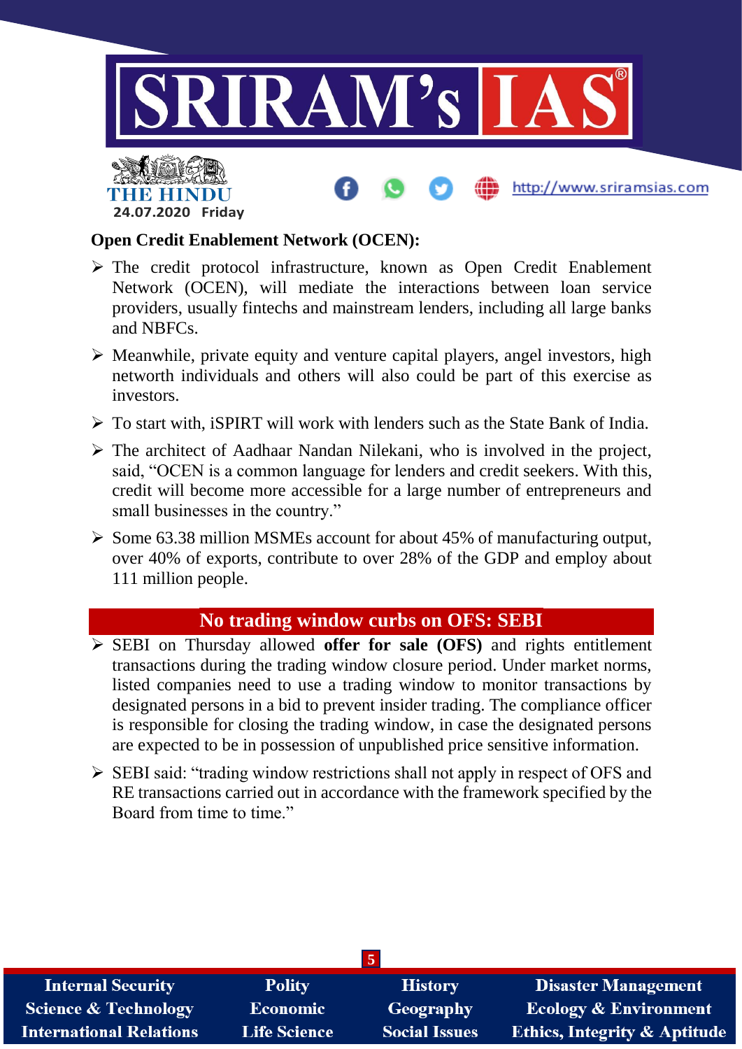## Open Credit Enablement Network (OCEN):

- The credit protocol infrastructure, known as Open Credit Enablement Network (OCEN), will mediate the interactions between loan service providers, usually fintechs and mainstream lenders, including all large banks and NBFCs.
- Meanwhile, private equity and venture capital players, angel investors, high networth individuals and others will also could be part of this exercise as investors.
- To start with, iSPIRT will work with lenders such as the State Bank of India.
- The architect of Aadhaar Nandan Nilekani, who is involved in the project, said, "OCEN is a common language for lenders and credit seekers. With this, credit will become more accessible for a large number of entrepreneurs and small businesses in the country."
- Some 63.38 million MSMEs account for about 45% of manufacturing output, over 40% of exports, contribute to over 28% of the GDP and employ about 111 million people.

## No trading window curbs on OFS: SEBI

- SEBI on Thursday allowed **offer for sale (OFS)** and rights entitlement transactions during the trading window closure period. Under market norms, listed companies need to use a trading window to monitor transactions by designated persons in a bid to prevent insider trading. The compliance officer is responsible for closing the trading window, in case the designated persons are expected to be in possession of unpublished price sensitive information.
- SEBI said: "trading window restrictions shall not apply in respect of OFS and RE transactions carried out in accordance with the framework specified by the Board from time to time."